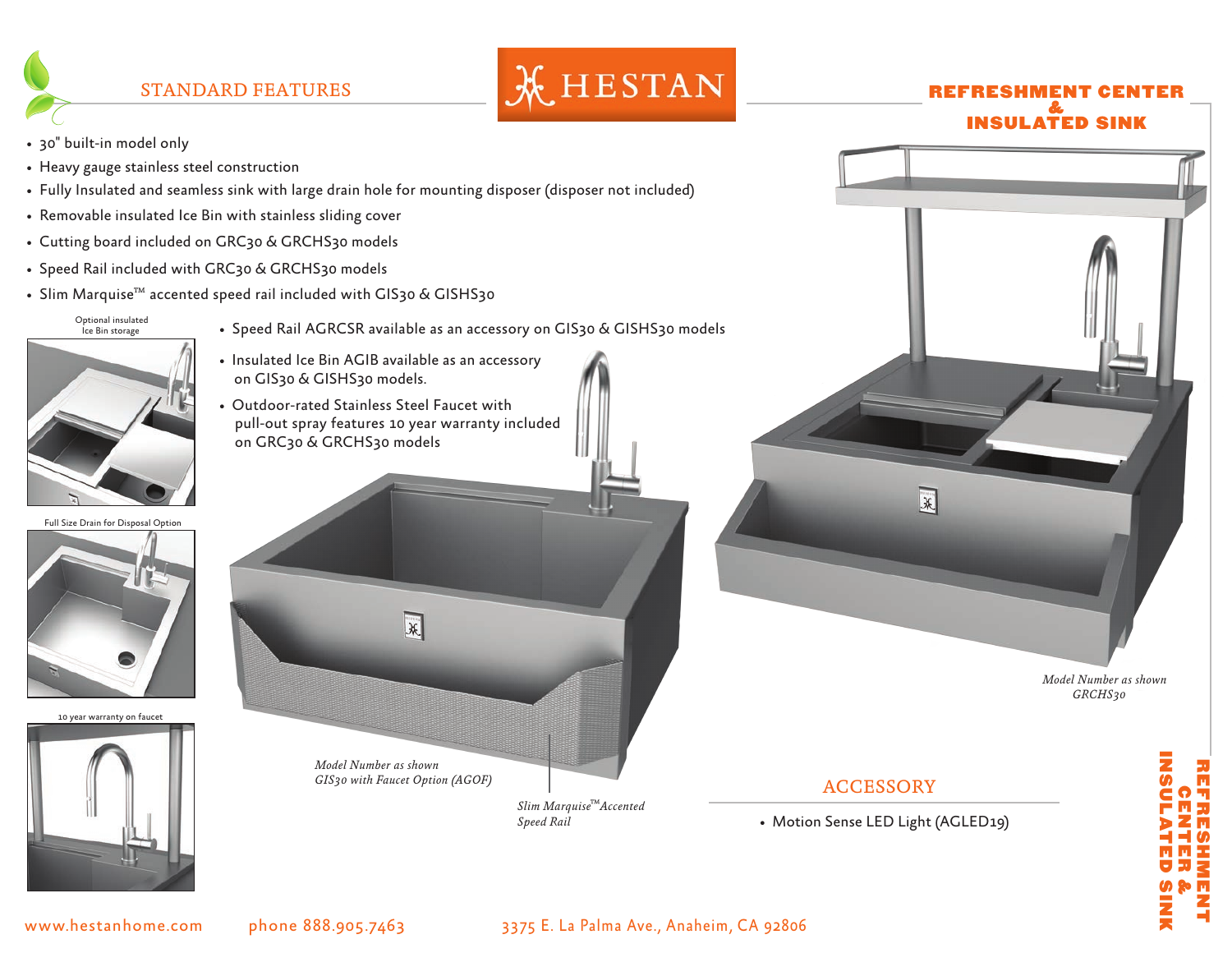# HESTAN

## REFRESHMENT CENTER & INSULATED SINK

## STANDARD FEATURES

- 30" built-in model only
- Heavy gauge stainless steel construction
- Fully Insulated and seamless sink with large drain hole for mounting disposer (disposer not included)
- Removable insulated Ice Bin with stainless sliding cover
- Cutting board included on GRC30 & GRCHS30 models
- Speed Rail included with GRC30 & GRCHS30 models
- Slim Marquise™ accented speed rail included with GIS30 & GISHS30
- Speed Rail AGRCSR available as an accessory on GIS30 & GISHS30 models
- Insulated Ice Bin AGIB available as an accessory on GIS30 & GISHS30 models.
- Outdoor-rated Stainless Steel Faucet with pull-out spray features 10 year warranty included on GRC30 & GRCHS30 models

Optional insulated Ice Bin storage

Full Size Drain for Disposal Option

10 year warranty on faucet

*Model Number as shown*
*GIS30 with Faucet Option (AGOF)*

*Slim Marquise™ Accented Speed Rail*

*Model Number as shown*
*GRCHS30*

## ACCESSORY

- Motion Sense LED Light (AGLED19)

www.hestanhome.com phone 888.905.7463 3375 E. La Palma Ave., Anaheim, CA 92806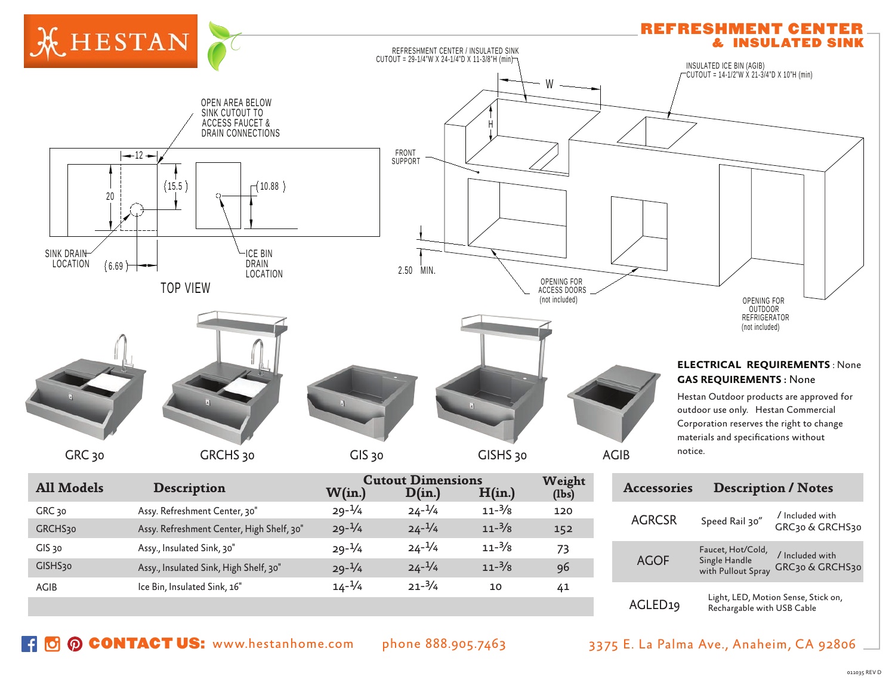# REFRESHMENT CENTER & INSULATED SINK

REFRESHMENT CENTER / INSULATED SINK
CUTOUT = 29-1/4"W X 24-1/4"D X 11-3/8"H (min)

INSULATED ICE BIN (AGIB)
CUTOUT = 14-1/2"W X 21-3/4"D X 10"H (min)

OPEN AREA BELOW SINK CUTOUT TO ACCESS FAUCET & DRAIN CONNECTIONS

FRONT SUPPORT

W

H

12

20

(15.5)

(10.88)

SINK DRAIN LOCATION

(6.69)

ICE BIN DRAIN LOCATION

TOP VIEW

2.50 MIN.

OPENING FOR ACCESS DOORS (not included)

OPENING FOR OUTDOOR REFRIGERATOR (not included)

GRC 30

GRCHS 30

GIS 30

GISHS 30

AGIB

**ELECTRICAL REQUIREMENTS** : None
**GAS REQUIREMENTS** : None

Hestan Outdoor products are approved for outdoor use only. Hestan Commercial Corporation reserves the right to change materials and specifications without notice.

| All Models | Description | Cutout Dimensions W(in.) | D(in.) | H(in.) | Weight (lbs) |
|---|---|---|---|---|---|
| GRC 30 | Assy. Refreshment Center, 30" | 29-1/4 | 24-1/4 | 11-3/8 | 120 |
| GRCHS30 | Assy. Refreshment Center, High Shelf, 30" | 29-1/4 | 24-1/4 | 11-3/8 | 152 |
| GIS 30 | Assy., Insulated Sink, 30" | 29-1/4 | 24-1/4 | 11-3/8 | 73 |
| GISHS30 | Assy., Insulated Sink, High Shelf, 30" | 29-1/4 | 24-1/4 | 11-3/8 | 96 |
| AGIB | Ice Bin, Insulated Sink, 16" | 14-1/4 | 21-3/4 | 10 | 41 |

| Accessories | Description / Notes | |
|---|---|---|
| AGRCSR | Speed Rail 30" | / Included with GRC30 & GRCHS30 |
| AGOF | Faucet, Hot/Cold, Single Handle with Pullout Spray | / Included with GRC30 & GRCHS30 |
| AGLED19 | Light, LED, Motion Sense, Stick on, Rechargable with USB Cable | |

**CONTACT US:** www.hestanhome.com phone 888.905.7463 3375 E. La Palma Ave., Anaheim, CA 92806

011035 REV D